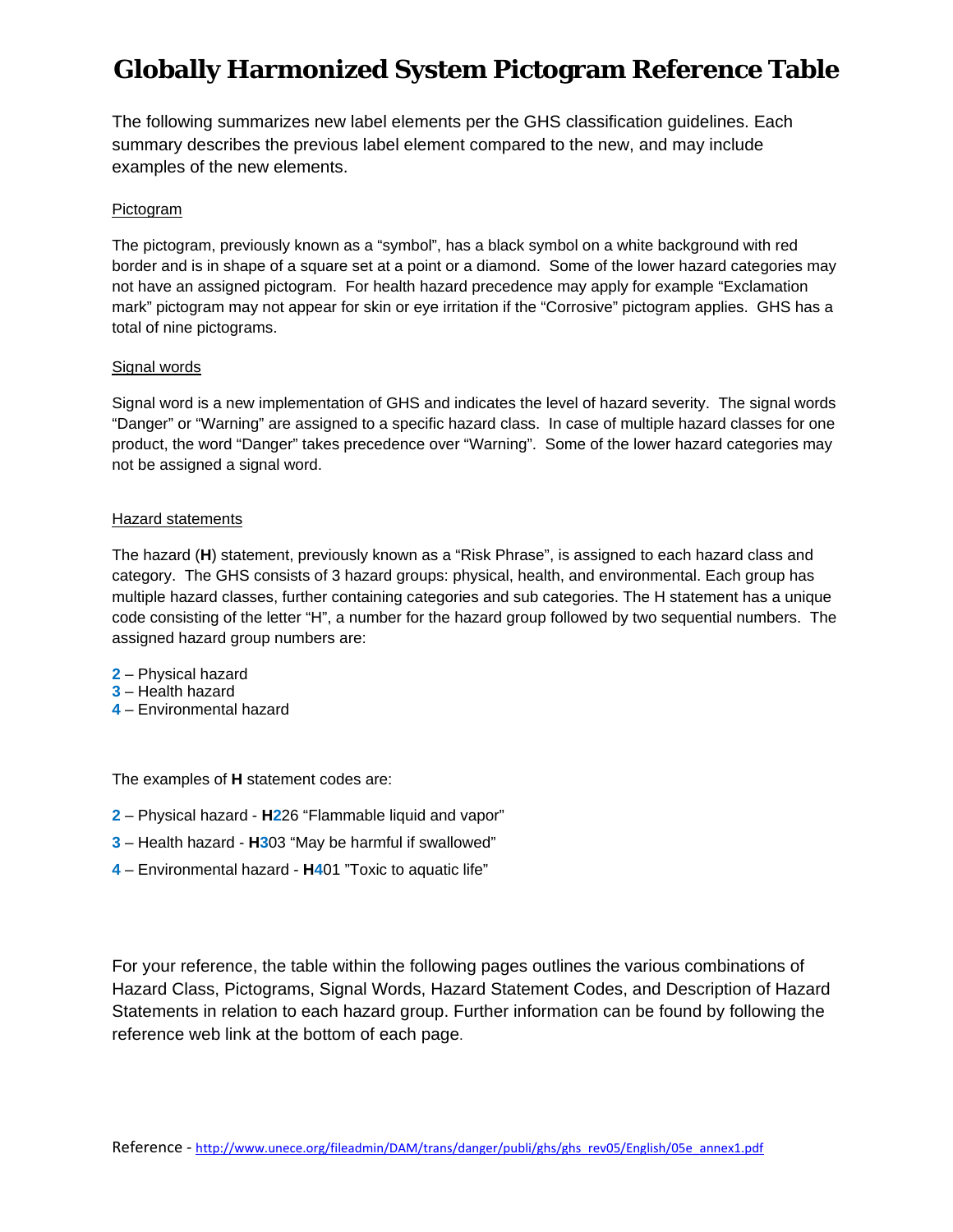# Globally Harmonized System Pictogram Reference Table

The following summarizes new label elements per the GHS classification guidelines. Each summary describes the previous label element compared to the new, and may include examples of the new elements.

## Pictogram

The pictogram, previously known as a "symbol", has a black symbol on a white background with red border and is in shape of a square set at a point or a diamond. Some of the lower hazard categories may not have an assigned pictogram. For health hazard precedence may apply for example "Exclamation mark" pictogram may not appear for skin or eye irritation if the "Corrosive" pictogram applies. GHS has a total of nine pictograms.

## Signal words

Signal word is a new implementation of GHS and indicates the level of hazard severity. The signal words "Danger" or "Warning" are assigned to a specific hazard class. In case of multiple hazard classes for one product, the word "Danger" takes precedence over "Warning". Some of the lower hazard categories may not be assigned a signal word.

## Hazard statements

The hazard (**H**) statement, previously known as a "Risk Phrase", is assigned to each hazard class and category. The GHS consists of 3 hazard groups: physical, health, and environmental. Each group has multiple hazard classes, further containing categories and sub categories. The H statement has a unique code consisting of the letter "H", a number for the hazard group followed by two sequential numbers. The assigned hazard group numbers are:

**2** – Physical hazard
**3** – Health hazard
**4** – Environmental hazard

The examples of **H** statement codes are:

**2** – Physical hazard - **H2**26 "Flammable liquid and vapor"

**3** – Health hazard - **H3**03 "May be harmful if swallowed"

**4** – Environmental hazard - **H4**01 "Toxic to aquatic life"

For your reference, the table within the following pages outlines the various combinations of Hazard Class, Pictograms, Signal Words, Hazard Statement Codes, and Description of Hazard Statements in relation to each hazard group. Further information can be found by following the reference web link at the bottom of each page.

Reference - http://www.unece.org/fileadmin/DAM/trans/danger/publi/ghs/ghs_rev05/English/05e_annex1.pdf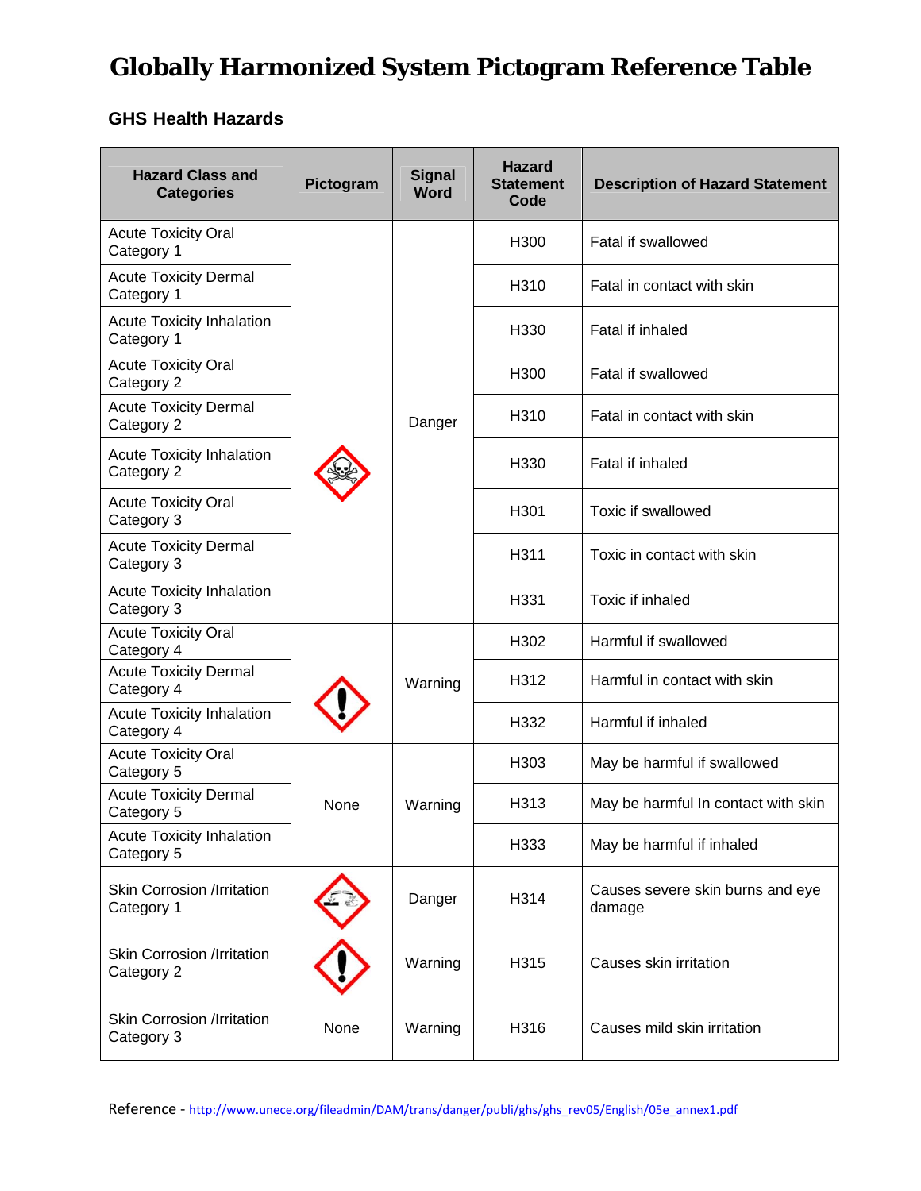# Globally Harmonized System Pictogram Reference Table

## GHS Health Hazards

| Hazard Class and Categories | Pictogram | Signal Word | Hazard Statement Code | Description of Hazard Statement |
|---|---|---|---|---|
| Acute Toxicity Oral Category 1 | | Danger | H300 | Fatal if swallowed |
| Acute Toxicity Dermal Category 1 | | | H310 | Fatal in contact with skin |
| Acute Toxicity Inhalation Category 1 | | | H330 | Fatal if inhaled |
| Acute Toxicity Oral Category 2 | | | H300 | Fatal if swallowed |
| Acute Toxicity Dermal Category 2 | | | H310 | Fatal in contact with skin |
| Acute Toxicity Inhalation Category 2 | | | H330 | Fatal if inhaled |
| Acute Toxicity Oral Category 3 | | | H301 | Toxic if swallowed |
| Acute Toxicity Dermal Category 3 | | | H311 | Toxic in contact with skin |
| Acute Toxicity Inhalation Category 3 | | | H331 | Toxic if inhaled |
| Acute Toxicity Oral Category 4 | | Warning | H302 | Harmful if swallowed |
| Acute Toxicity Dermal Category 4 | | | H312 | Harmful in contact with skin |
| Acute Toxicity Inhalation Category 4 | | | H332 | Harmful if inhaled |
| Acute Toxicity Oral Category 5 | None | Warning | H303 | May be harmful if swallowed |
| Acute Toxicity Dermal Category 5 | | | H313 | May be harmful In contact with skin |
| Acute Toxicity Inhalation Category 5 | | | H333 | May be harmful if inhaled |
| Skin Corrosion /Irritation Category 1 | | Danger | H314 | Causes severe skin burns and eye damage |
| Skin Corrosion /Irritation Category 2 | | Warning | H315 | Causes skin irritation |
| Skin Corrosion /Irritation Category 3 | None | Warning | H316 | Causes mild skin irritation |

Reference - http://www.unece.org/fileadmin/DAM/trans/danger/publi/ghs/ghs_rev05/English/05e_annex1.pdf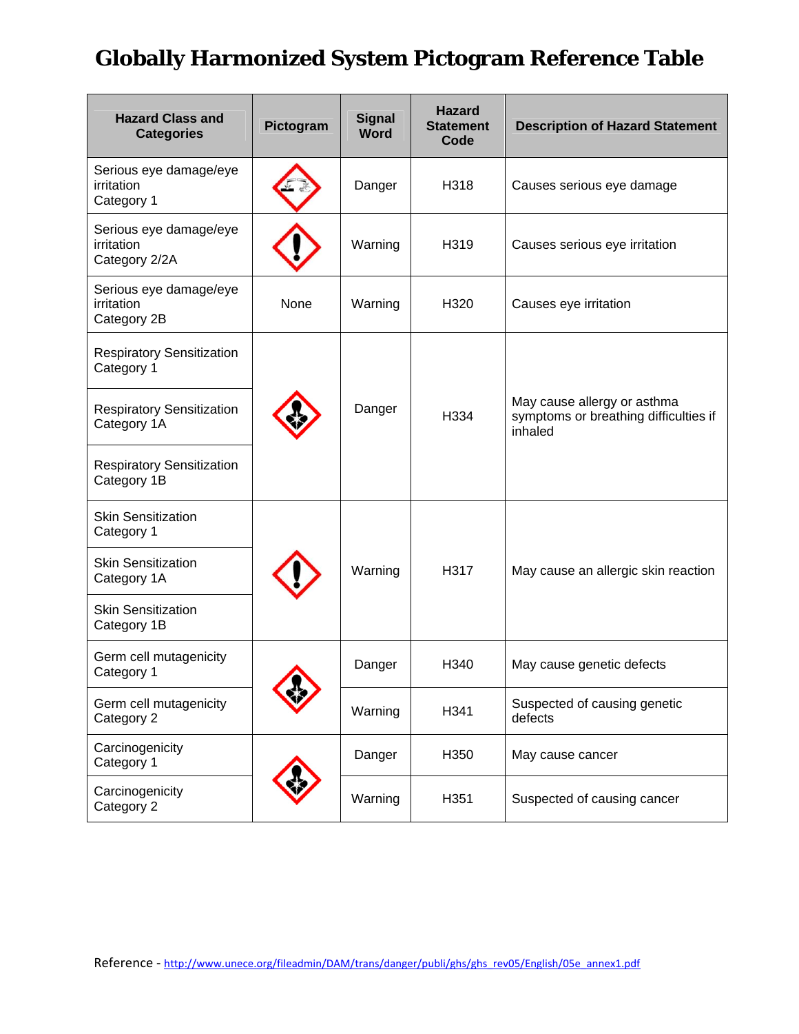# Globally Harmonized System Pictogram Reference Table

| Hazard Class and Categories | Pictogram | Signal Word | Hazard Statement Code | Description of Hazard Statement |
|---|---|---|---|---|
| Serious eye damage/eye irritation Category 1 | | Danger | H318 | Causes serious eye damage |
| Serious eye damage/eye irritation Category 2/2A | | Warning | H319 | Causes serious eye irritation |
| Serious eye damage/eye irritation Category 2B | None | Warning | H320 | Causes eye irritation |
| Respiratory Sensitization Category 1 | | Danger | H334 | May cause allergy or asthma symptoms or breathing difficulties if inhaled |
| Respiratory Sensitization Category 1A | | | | |
| Respiratory Sensitization Category 1B | | | | |
| Skin Sensitization Category 1 | | Warning | H317 | May cause an allergic skin reaction |
| Skin Sensitization Category 1A | | | | |
| Skin Sensitization Category 1B | | | | |
| Germ cell mutagenicity Category 1 | | Danger | H340 | May cause genetic defects |
| Germ cell mutagenicity Category 2 | | Warning | H341 | Suspected of causing genetic defects |
| Carcinogenicity Category 1 | | Danger | H350 | May cause cancer |
| Carcinogenicity Category 2 | | Warning | H351 | Suspected of causing cancer |

Reference - http://www.unece.org/fileadmin/DAM/trans/danger/publi/ghs/ghs_rev05/English/05e_annex1.pdf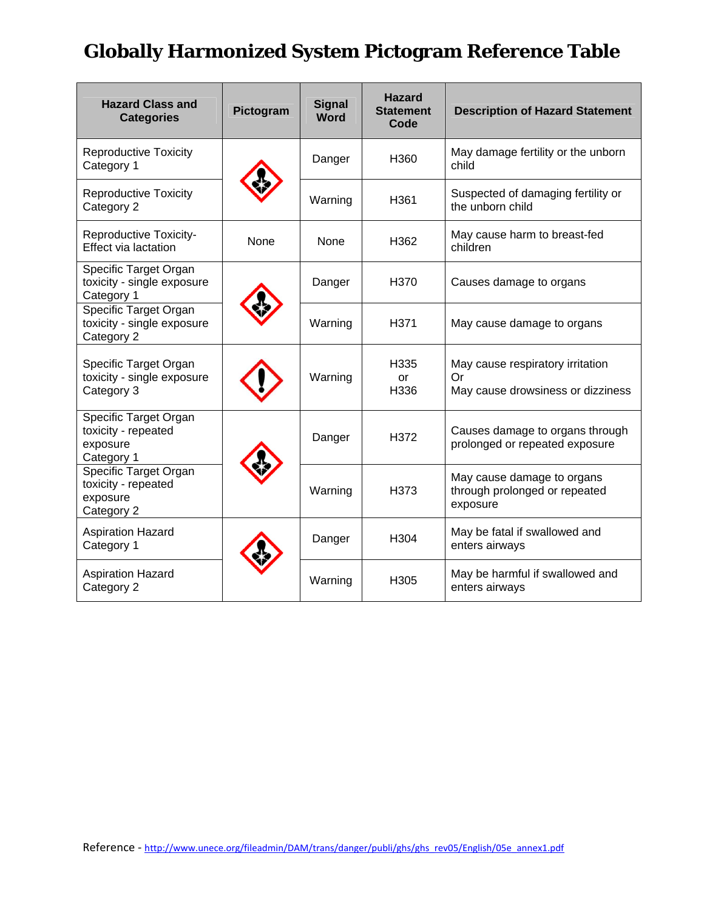# Globally Harmonized System Pictogram Reference Table

| Hazard Class and Categories | Pictogram | Signal Word | Hazard Statement Code | Description of Hazard Statement |
|---|---|---|---|---|
| Reproductive Toxicity Category 1 | | Danger | H360 | May damage fertility or the unborn child |
| Reproductive Toxicity Category 2 | | Warning | H361 | Suspected of damaging fertility or the unborn child |
| Reproductive Toxicity-Effect via lactation | None | None | H362 | May cause harm to breast-fed children |
| Specific Target Organ toxicity - single exposure Category 1 | | Danger | H370 | Causes damage to organs |
| Specific Target Organ toxicity - single exposure Category 2 | | Warning | H371 | May cause damage to organs |
| Specific Target Organ toxicity - single exposure Category 3 | | Warning | H335 or H336 | May cause respiratory irritation Or May cause drowsiness or dizziness |
| Specific Target Organ toxicity - repeated exposure Category 1 | | Danger | H372 | Causes damage to organs through prolonged or repeated exposure |
| Specific Target Organ toxicity - repeated exposure Category 2 | | Warning | H373 | May cause damage to organs through prolonged or repeated exposure |
| Aspiration Hazard Category 1 | | Danger | H304 | May be fatal if swallowed and enters airways |
| Aspiration Hazard Category 2 | | Warning | H305 | May be harmful if swallowed and enters airways |

Reference - http://www.unece.org/fileadmin/DAM/trans/danger/publi/ghs/ghs_rev05/English/05e_annex1.pdf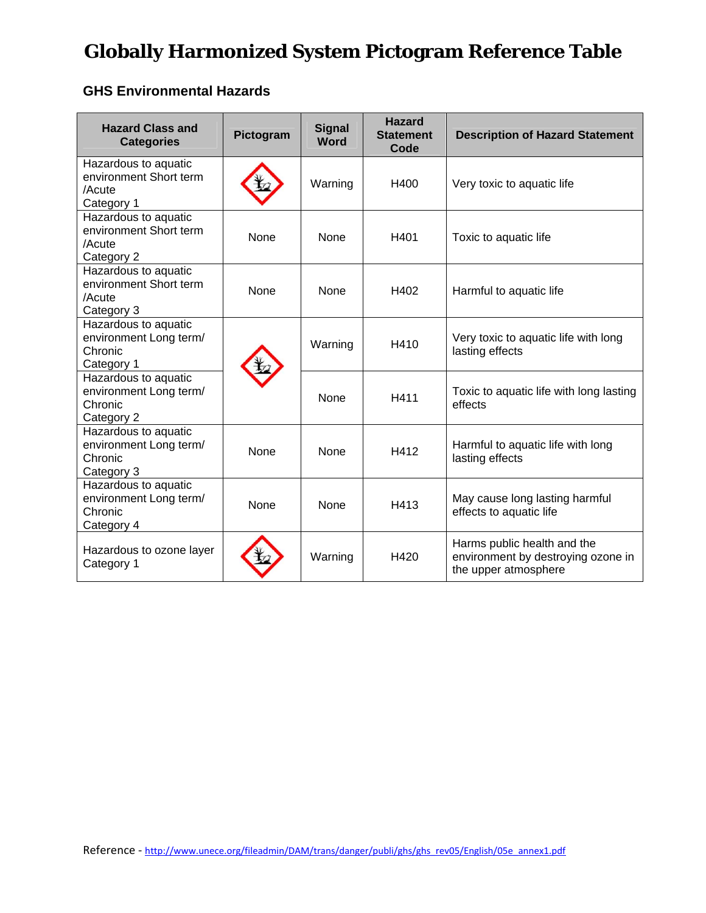# Globally Harmonized System Pictogram Reference Table

### GHS Environmental Hazards

| Hazard Class and Categories | Pictogram | Signal Word | Hazard Statement Code | Description of Hazard Statement |
|---|---|---|---|---|
| Hazardous to aquatic environment Short term /Acute Category 1 | | Warning | H400 | Very toxic to aquatic life |
| Hazardous to aquatic environment Short term /Acute Category 2 | None | None | H401 | Toxic to aquatic life |
| Hazardous to aquatic environment Short term /Acute Category 3 | None | None | H402 | Harmful to aquatic life |
| Hazardous to aquatic environment Long term/ Chronic Category 1 | | Warning | H410 | Very toxic to aquatic life with long lasting effects |
| Hazardous to aquatic environment Long term/ Chronic Category 2 | | None | H411 | Toxic to aquatic life with long lasting effects |
| Hazardous to aquatic environment Long term/ Chronic Category 3 | None | None | H412 | Harmful to aquatic life with long lasting effects |
| Hazardous to aquatic environment Long term/ Chronic Category 4 | None | None | H413 | May cause long lasting harmful effects to aquatic life |
| Hazardous to ozone layer Category 1 | | Warning | H420 | Harms public health and the environment by destroying ozone in the upper atmosphere |

Reference - http://www.unece.org/fileadmin/DAM/trans/danger/publi/ghs/ghs_rev05/English/05e_annex1.pdf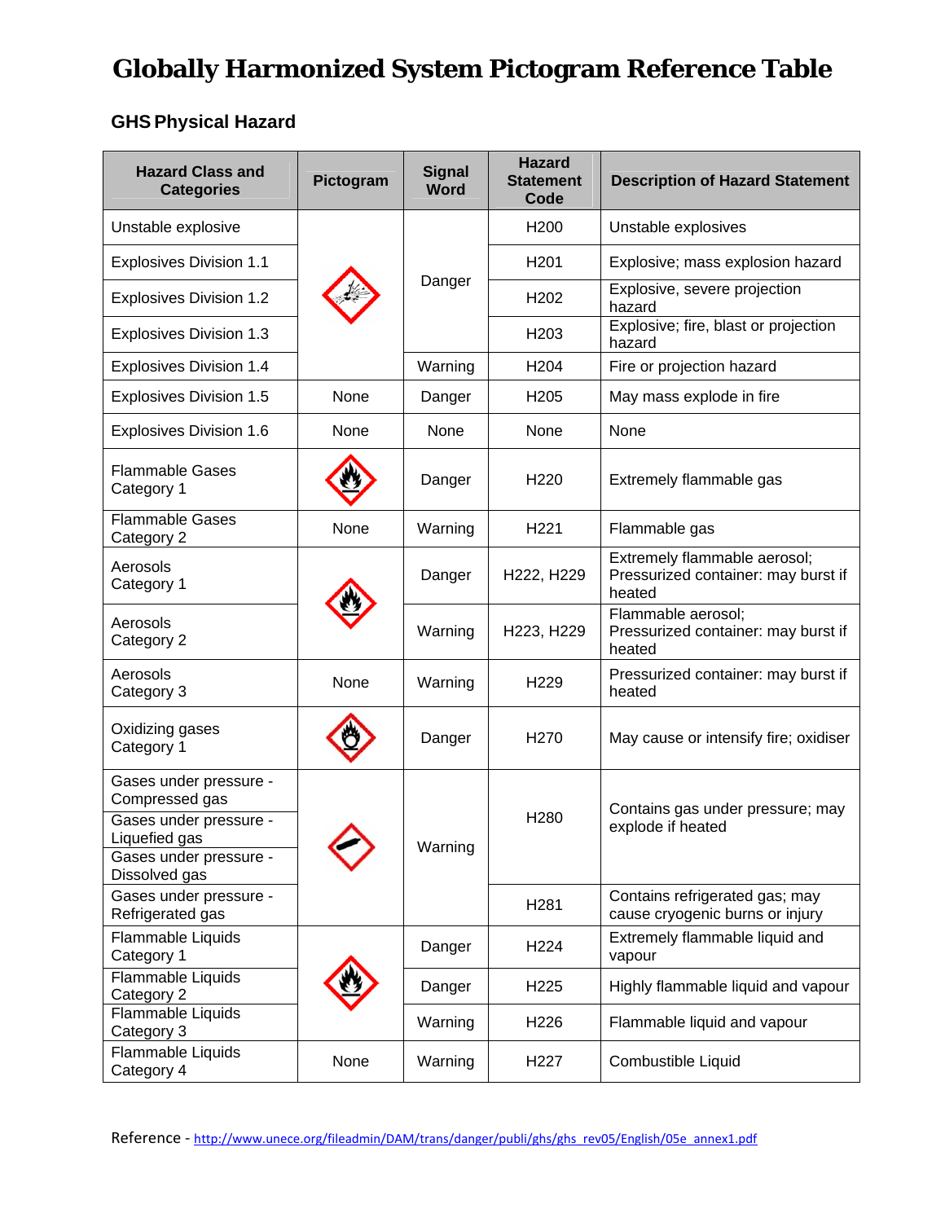# Globally Harmonized System Pictogram Reference Table

### GHS Physical Hazard

| Hazard Class and Categories | Pictogram | Signal Word | Hazard Statement Code | Description of Hazard Statement |
|---|---|---|---|---|
| Unstable explosive | | Danger | H200 | Unstable explosives |
| Explosives Division 1.1 | | Danger | H201 | Explosive; mass explosion hazard |
| Explosives Division 1.2 | | Danger | H202 | Explosive, severe projection hazard |
| Explosives Division 1.3 | | Danger | H203 | Explosive; fire, blast or projection hazard |
| Explosives Division 1.4 | | Warning | H204 | Fire or projection hazard |
| Explosives Division 1.5 | None | Danger | H205 | May mass explode in fire |
| Explosives Division 1.6 | None | None | None | None |
| Flammable Gases Category 1 | | Danger | H220 | Extremely flammable gas |
| Flammable Gases Category 2 | None | Warning | H221 | Flammable gas |
| Aerosols Category 1 | | Danger | H222, H229 | Extremely flammable aerosol; Pressurized container: may burst if heated |
| Aerosols Category 2 | | Warning | H223, H229 | Flammable aerosol; Pressurized container: may burst if heated |
| Aerosols Category 3 | None | Warning | H229 | Pressurized container: may burst if heated |
| Oxidizing gases Category 1 | | Danger | H270 | May cause or intensify fire; oxidiser |
| Gases under pressure - Compressed gas | | Warning | H280 | Contains gas under pressure; may explode if heated |
| Gases under pressure - Liquefied gas | | Warning | H280 | Contains gas under pressure; may explode if heated |
| Gases under pressure - Dissolved gas | | Warning | H280 | Contains gas under pressure; may explode if heated |
| Gases under pressure - Refrigerated gas | | Warning | H281 | Contains refrigerated gas; may cause cryogenic burns or injury |
| Flammable Liquids Category 1 | | Danger | H224 | Extremely flammable liquid and vapour |
| Flammable Liquids Category 2 | | Danger | H225 | Highly flammable liquid and vapour |
| Flammable Liquids Category 3 | | Warning | H226 | Flammable liquid and vapour |
| Flammable Liquids Category 4 | None | Warning | H227 | Combustible Liquid |

Reference - http://www.unece.org/fileadmin/DAM/trans/danger/publi/ghs/ghs_rev05/English/05e_annex1.pdf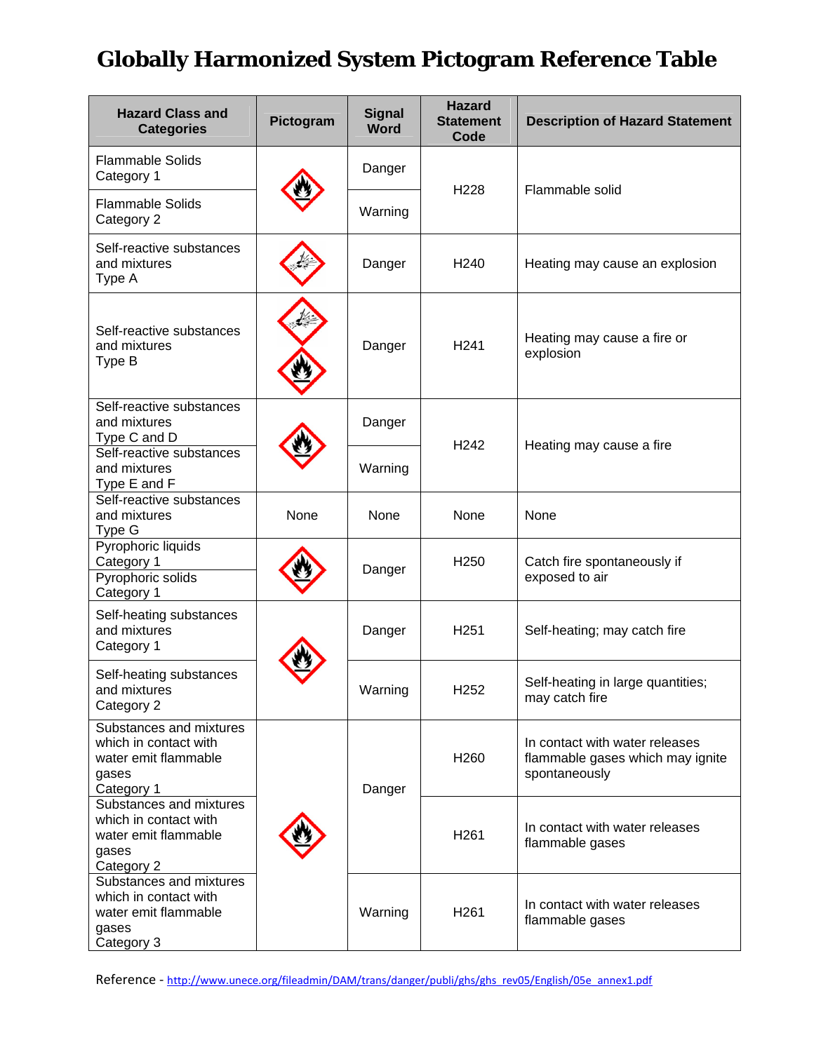# Globally Harmonized System Pictogram Reference Table

| Hazard Class and Categories | Pictogram | Signal Word | Hazard Statement Code | Description of Hazard Statement |
|---|---|---|---|---|
| Flammable Solids Category 1 | | Danger | H228 | Flammable solid |
| Flammable Solids Category 2 | | Warning | H228 | Flammable solid |
| Self-reactive substances and mixtures Type A | | Danger | H240 | Heating may cause an explosion |
| Self-reactive substances and mixtures Type B | | Danger | H241 | Heating may cause a fire or explosion |
| Self-reactive substances and mixtures Type C and D | | Danger | H242 | Heating may cause a fire |
| Self-reactive substances and mixtures Type E and F | | Warning | H242 | Heating may cause a fire |
| Self-reactive substances and mixtures Type G | None | None | None | None |
| Pyrophoric liquids Category 1 | | Danger | H250 | Catch fire spontaneously if exposed to air |
| Pyrophoric solids Category 1 | | Danger | H250 | Catch fire spontaneously if exposed to air |
| Self-heating substances and mixtures Category 1 | | Danger | H251 | Self-heating; may catch fire |
| Self-heating substances and mixtures Category 2 | | Warning | H252 | Self-heating in large quantities; may catch fire |
| Substances and mixtures which in contact with water emit flammable gases Category 1 | | Danger | H260 | In contact with water releases flammable gases which may ignite spontaneously |
| Substances and mixtures which in contact with water emit flammable gases Category 2 | | Danger | H261 | In contact with water releases flammable gases |
| Substances and mixtures which in contact with water emit flammable gases Category 3 | | Warning | H261 | In contact with water releases flammable gases |

Reference - http://www.unece.org/fileadmin/DAM/trans/danger/publi/ghs/ghs_rev05/English/05e_annex1.pdf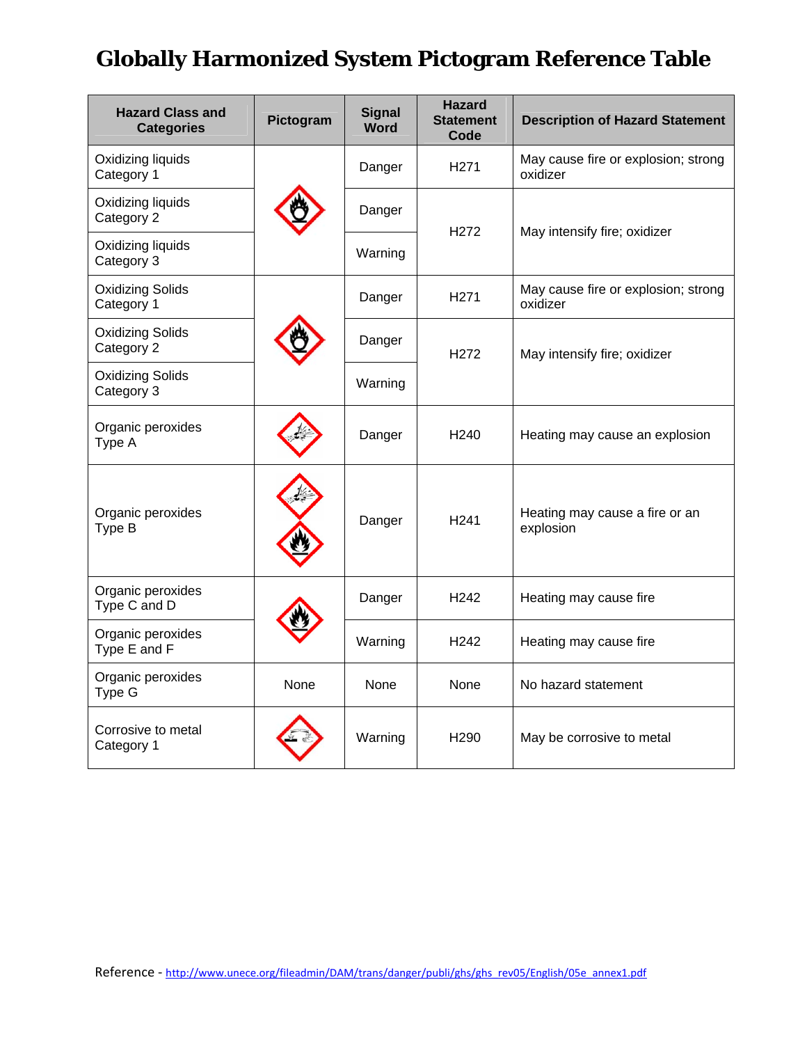# Globally Harmonized System Pictogram Reference Table

| Hazard Class and Categories | Pictogram | Signal Word | Hazard Statement Code | Description of Hazard Statement |
|---|---|---|---|---|
| Oxidizing liquids Category 1 | | Danger | H271 | May cause fire or explosion; strong oxidizer |
| Oxidizing liquids Category 2 | | Danger | H272 | May intensify fire; oxidizer |
| Oxidizing liquids Category 3 | | Warning | | |
| Oxidizing Solids Category 1 | | Danger | H271 | May cause fire or explosion; strong oxidizer |
| Oxidizing Solids Category 2 | | Danger | H272 | May intensify fire; oxidizer |
| Oxidizing Solids Category 3 | | Warning | | |
| Organic peroxides Type A | | Danger | H240 | Heating may cause an explosion |
| Organic peroxides Type B | | Danger | H241 | Heating may cause a fire or an explosion |
| Organic peroxides Type C and D | | Danger | H242 | Heating may cause fire |
| Organic peroxides Type E and F | | Warning | H242 | Heating may cause fire |
| Organic peroxides Type G | None | None | None | No hazard statement |
| Corrosive to metal Category 1 | | Warning | H290 | May be corrosive to metal |

Reference - http://www.unece.org/fileadmin/DAM/trans/danger/publi/ghs/ghs_rev05/English/05e_annex1.pdf